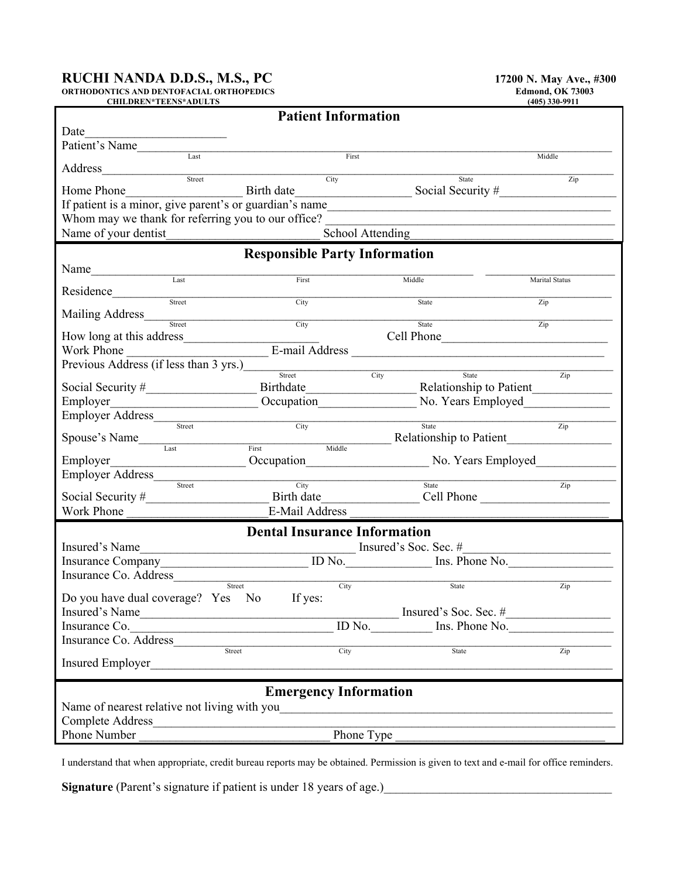# RUCHI NANDA D.D.S., M.S., PC

**ORTHODONTICS AND DENTOFACIAL ORTHOPEDICS**
**CHILDREN*TEENS*ADULTS**

**17200 N. May Ave., #300**
**Edmond, OK 73003**
**(405) 330-9911**

## Patient Information

Date_______________________

Patient's Name_____________________________________________________________
Last | First | Middle

Address_____________________________________________________________
Street | City | State | Zip

Home Phone__________________ Birth date__________________ Social Security #___________________

If patient is a minor, give parent's or guardian's name_____________________________________________

Whom may we thank for referring you to our office? _____________________________________________

Name of your dentist________________________ School Attending_________________________________

## Responsible Party Information

Name_____________________________________________________ ______________________
Last | First | Middle | Marital Status

Residence_____________________________________________________________
Street | City | State | Zip

Mailing Address_____________________________________________________________
Street | City | State | Zip

How long at this address_____________________ Cell Phone___________________________

Work Phone ______________________ E-mail Address ________________________________________

Previous Address (if less than 3 yrs.)_____________________________________________
Street | City | State | Zip

Social Security #_________________ Birthdate_________________ Relationship to Patient_____________

Employer_______________________ Occupation_______________ No. Years Employed_____________

Employer Address_____________________________________________________________
Street | City | State | Zip

Spouse's Name_____________________________________ Relationship to Patient_________________
Last | First | Middle

Employer_____________________ Occupation___________________ No. Years Employed_____________

Employer Address_____________________________________________________________
Street | City | State | Zip

Social Security #____________________ Birth date_______________ Cell Phone _____________________

Work Phone ______________________E-Mail Address __________________________________________

## Dental Insurance Information

Insured's Name__________________________________ Insured's Soc. Sec. #________________________

Insurance Company_______________________ ID No._____________ Ins. Phone No._________________

Insurance Co. Address_____________________________________________________________
Street | City | State | Zip

Do you have dual coverage? Yes No If yes:

Insured's Name___________________________________________ Insured's Soc. Sec. #________________

Insurance Co._______________________________ ID No.__________ Ins. Phone No._________________

Insurance Co. Address_____________________________________________________________
Street | City | State | Zip

Insured Employer_____________________________________________________________

## Emergency Information

Name of nearest relative not living with you_____________________________________________

Complete Address_____________________________________________________________

Phone Number _______________________________ Phone Type ___________________________________

I understand that when appropriate, credit bureau reports may be obtained. Permission is given to text and e-mail for office reminders.

**Signature** (Parent's signature if patient is under 18 years of age.)____________________________________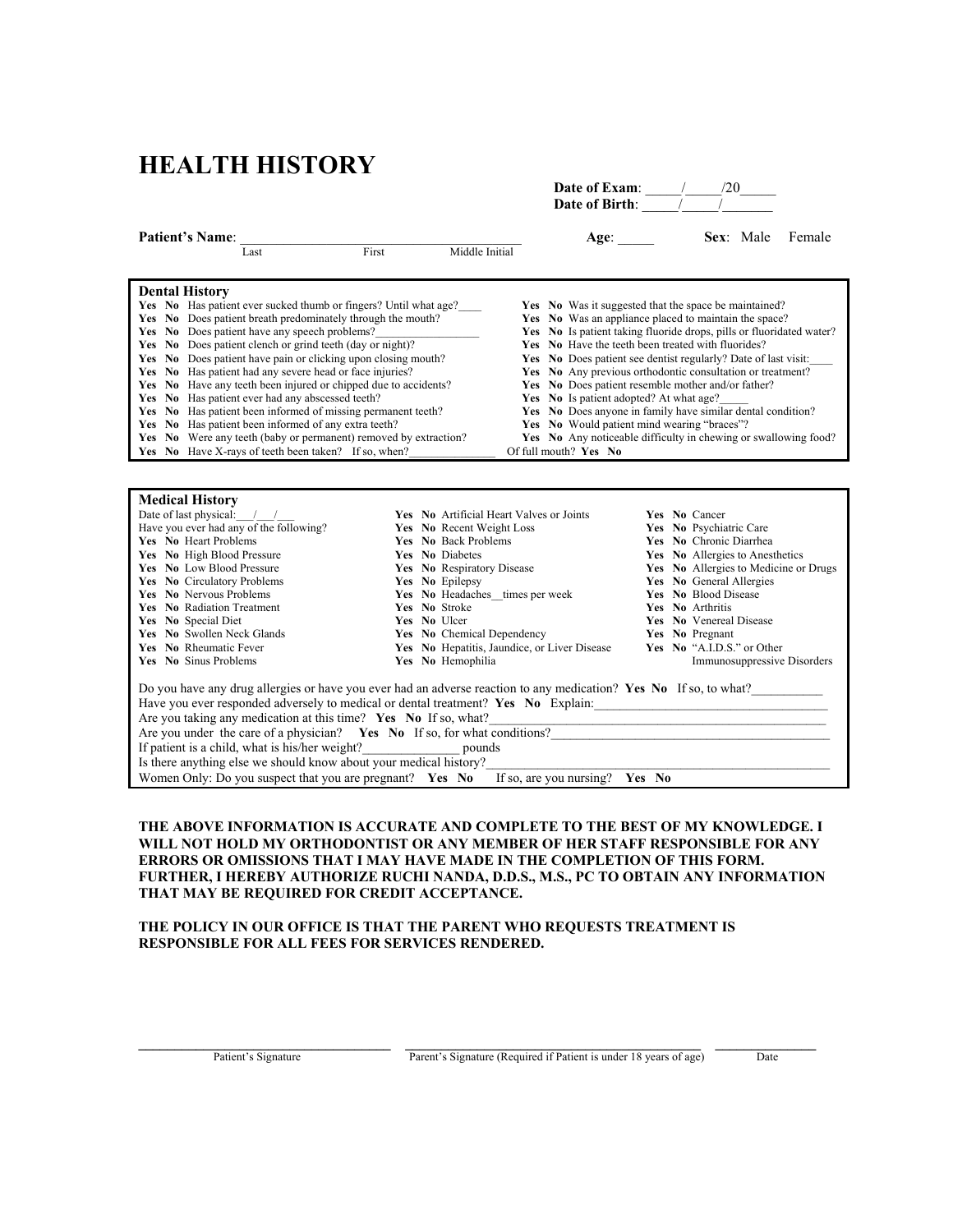# HEALTH HISTORY

**Date of Exam**: _____/_____/20_____
**Date of Birth**: _____/_____/_______

**Patient's Name**: ________________________________________ **Age**: _____ **Sex**: Male Female
Last First Middle Initial

## Dental History

**Yes No** Has patient ever sucked thumb or fingers? Until what age?____
**Yes No** Does patient breath predominately through the mouth?
**Yes No** Does patient have any speech problems?_________________
**Yes No** Does patient clench or grind teeth (day or night)?
**Yes No** Does patient have pain or clicking upon closing mouth?
**Yes No** Has patient had any severe head or face injuries?
**Yes No** Have any teeth been injured or chipped due to accidents?
**Yes No** Has patient ever had any abscessed teeth?
**Yes No** Has patient been informed of missing permanent teeth?
**Yes No** Has patient been informed of any extra teeth?
**Yes No** Were any teeth (baby or permanent) removed by extraction?
**Yes No** Have X-rays of teeth been taken? If so, when?______________ Of full mouth? **Yes No**
**Yes No** Was it suggested that the space be maintained?
**Yes No** Was an appliance placed to maintain the space?
**Yes No** Is patient taking fluoride drops, pills or fluoridated water?
**Yes No** Have the teeth been treated with fluorides?
**Yes No** Does patient see dentist regularly? Date of last visit:____
**Yes No** Any previous orthodontic consultation or treatment?
**Yes No** Does patient resemble mother and/or father?
**Yes No** Is patient adopted? At what age?_____
**Yes No** Does anyone in family have similar dental condition?
**Yes No** Would patient mind wearing "braces"?
**Yes No** Any noticeable difficulty in chewing or swallowing food?

## Medical History

Date of last physical:___/___/___
Have you ever had any of the following?
**Yes No** Heart Problems
**Yes No** High Blood Pressure
**Yes No** Low Blood Pressure
**Yes No** Circulatory Problems
**Yes No** Nervous Problems
**Yes No** Radiation Treatment
**Yes No** Special Diet
**Yes No** Swollen Neck Glands
**Yes No** Rheumatic Fever
**Yes No** Sinus Problems
**Yes No** Artificial Heart Valves or Joints
**Yes No** Recent Weight Loss
**Yes No** Back Problems
**Yes No** Diabetes
**Yes No** Respiratory Disease
**Yes No** Epilepsy
**Yes No** Headaches__times per week
**Yes No** Stroke
**Yes No** Ulcer
**Yes No** Chemical Dependency
**Yes No** Hepatitis, Jaundice, or Liver Disease
**Yes No** Hemophilia
**Yes No** Cancer
**Yes No** Psychiatric Care
**Yes No** Chronic Diarrhea
**Yes No** Allergies to Anesthetics
**Yes No** Allergies to Medicine or Drugs
**Yes No** General Allergies
**Yes No** Blood Disease
**Yes No** Arthritis
**Yes No** Venereal Disease
**Yes No** Pregnant
**Yes No** "A.I.D.S." or Other Immunosuppressive Disorders

Do you have any drug allergies or have you ever had an adverse reaction to any medication? **Yes No** If so, to what?__________
Have you ever responded adversely to medical or dental treatment? **Yes No** Explain:__________________________________
Are you taking any medication at this time? **Yes No** If so, what?__________________________________________________
Are you under the care of a physician? **Yes No** If so, for what conditions?___________________________________________
If patient is a child, what is his/her weight?______________ pounds
Is there anything else we should know about your medical history?______________________________________________
Women Only: Do you suspect that you are pregnant? **Yes No** If so, are you nursing? **Yes No**

**THE ABOVE INFORMATION IS ACCURATE AND COMPLETE TO THE BEST OF MY KNOWLEDGE. I WILL NOT HOLD MY ORTHODONTIST OR ANY MEMBER OF HER STAFF RESPONSIBLE FOR ANY ERRORS OR OMISSIONS THAT I MAY HAVE MADE IN THE COMPLETION OF THIS FORM. FURTHER, I HEREBY AUTHORIZE RUCHI NANDA, D.D.S., M.S., PC TO OBTAIN ANY INFORMATION THAT MAY BE REQUIRED FOR CREDIT ACCEPTANCE.**

**THE POLICY IN OUR OFFICE IS THAT THE PARENT WHO REQUESTS TREATMENT IS RESPONSIBLE FOR ALL FEES FOR SERVICES RENDERED.**

_______________________________ _______________________________ _______________
Patient's Signature Parent's Signature (Required if Patient is under 18 years of age) Date